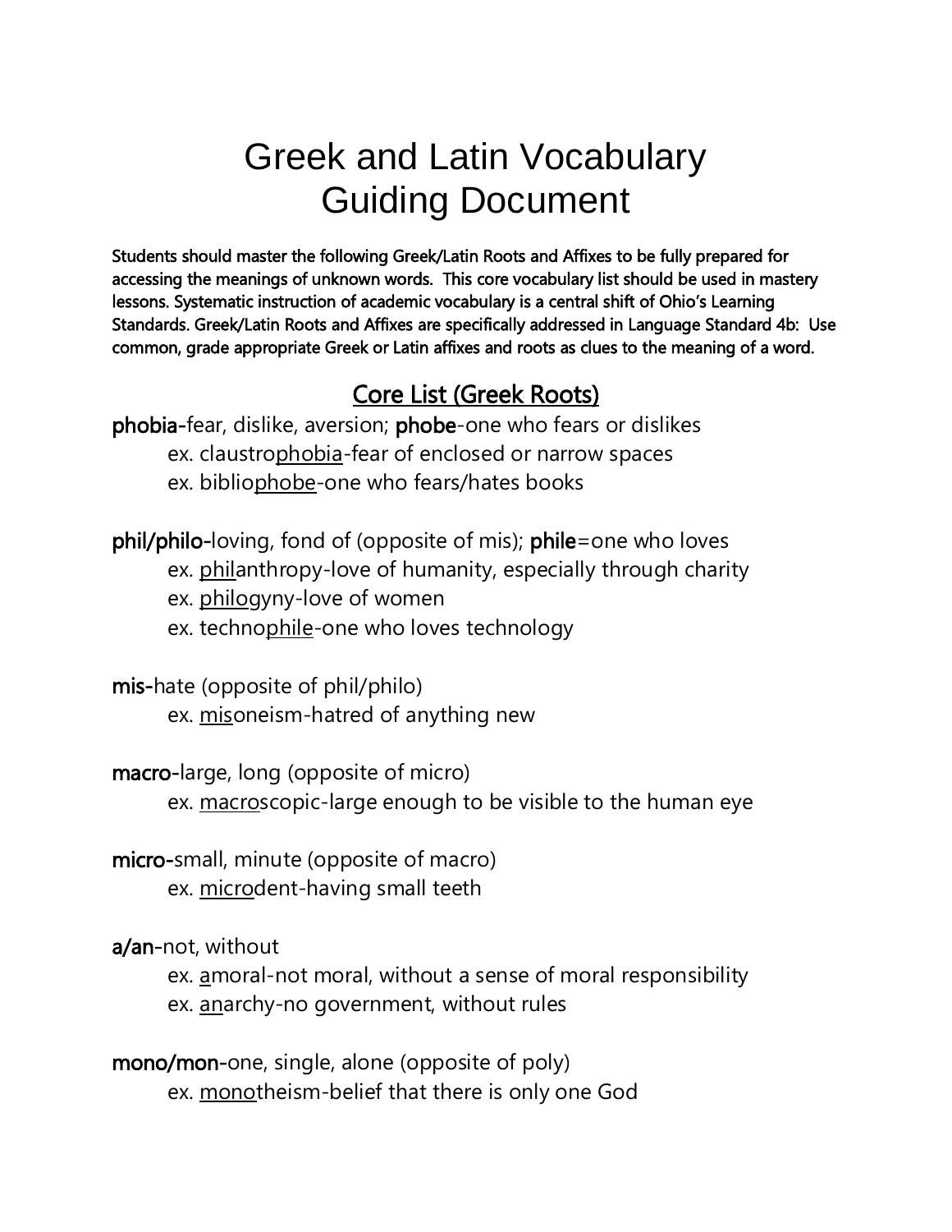# Greek and Latin Vocabulary Guiding Document

**Students should master the following Greek/Latin Roots and Affixes to be fully prepared for accessing the meanings of unknown words. This core vocabulary list should be used in mastery lessons. Systematic instruction of academic vocabulary is a central shift of Ohio's Learning Standards. Greek/Latin Roots and Affixes are specifically addressed in Language Standard 4b: Use common, grade appropriate Greek or Latin affixes and roots as clues to the meaning of a word.**

## Core List (Greek Roots)

**phobia**-fear, dislike, aversion; **phobe**-one who fears or dislikes
- ex. claustrophobia-fear of enclosed or narrow spaces
- ex. bibliophobe-one who fears/hates books

**phil/philo**-loving, fond of (opposite of mis); **phile**=one who loves
- ex. philanthropy-love of humanity, especially through charity
- ex. philogyny-love of women
- ex. technophile-one who loves technology

**mis**-hate (opposite of phil/philo)
- ex. misoneism-hatred of anything new

**macro**-large, long (opposite of micro)
- ex. macroscopic-large enough to be visible to the human eye

**micro**-small, minute (opposite of macro)
- ex. microdent-having small teeth

**a/an**-not, without
- ex. amoral-not moral, without a sense of moral responsibility
- ex. anarchy-no government, without rules

**mono/mon**-one, single, alone (opposite of poly)
- ex. monotheism-belief that there is only one God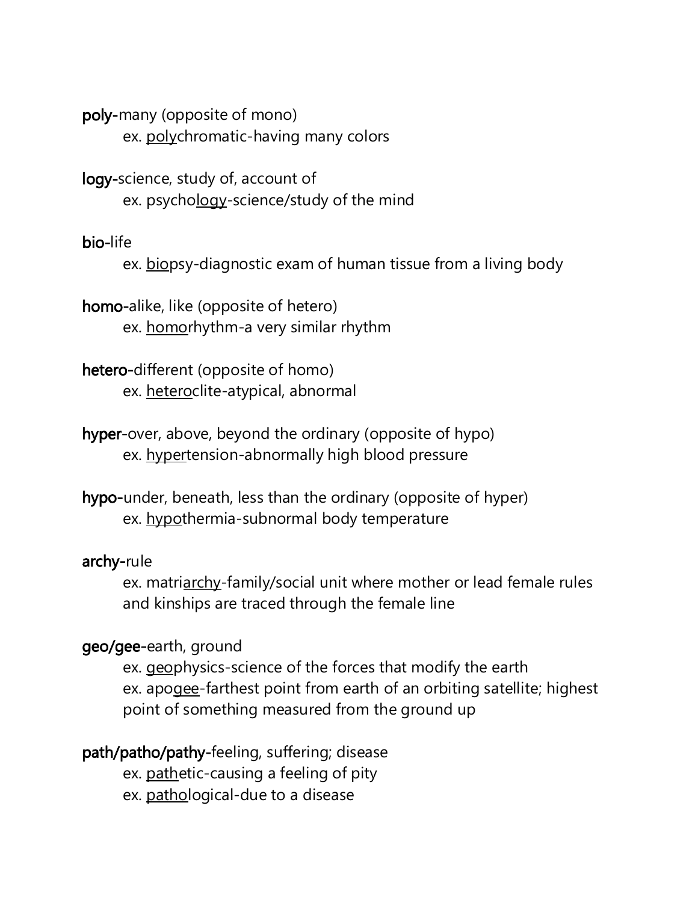**poly-**many (opposite of mono)
ex. <u>poly</u>chromatic-having many colors

**logy-**science, study of, account of
ex. psycho<u>logy</u>-science/study of the mind

**bio-**life
ex. <u>bio</u>psy-diagnostic exam of human tissue from a living body

**homo-**alike, like (opposite of hetero)
ex. <u>homo</u>rhythm-a very similar rhythm

**hetero-**different (opposite of homo)
ex. <u>hetero</u>clite-atypical, abnormal

**hyper-**over, above, beyond the ordinary (opposite of hypo)
ex. <u>hyper</u>tension-abnormally high blood pressure

**hypo-**under, beneath, less than the ordinary (opposite of hyper)
ex. <u>hypo</u>thermia-subnormal body temperature

**archy-**rule
ex. matri<u>archy</u>-family/social unit where mother or lead female rules and kinships are traced through the female line

**geo/gee-**earth, ground
ex. <u>geo</u>physics-science of the forces that modify the earth
ex. apo<u>gee</u>-farthest point from earth of an orbiting satellite; highest point of something measured from the ground up

**path/patho/pathy-**feeling, suffering; disease
ex. <u>path</u>etic-causing a feeling of pity
ex. <u>patho</u>logical-due to a disease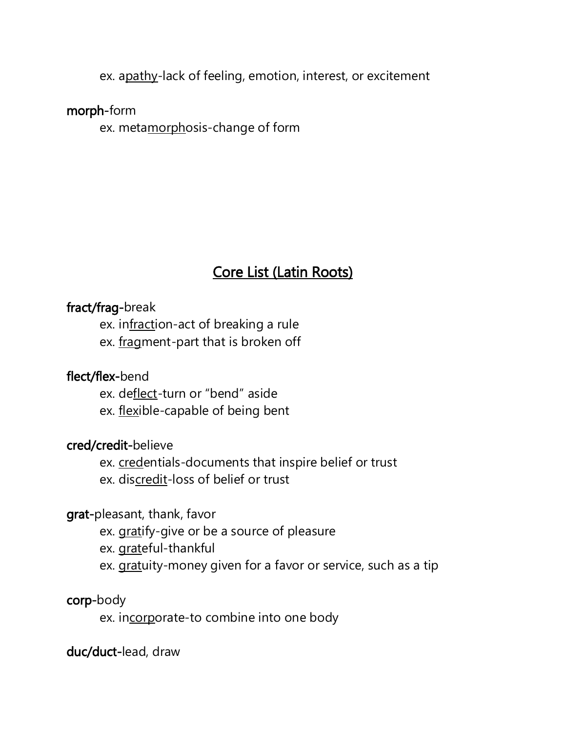ex. a<u>pathy</u>-lack of feeling, emotion, interest, or excitement

**morph**-form

ex. meta<u>morph</u>osis-change of form

## <u>Core List (Latin Roots)</u>

**fract/frag**-break

ex. in<u>fract</u>ion-act of breaking a rule

ex. <u>frag</u>ment-part that is broken off

**flect/flex**-bend

ex. de<u>flect</u>-turn or "bend" aside

ex. <u>flex</u>ible-capable of being bent

**cred/credit**-believe

ex. <u>cred</u>entials-documents that inspire belief or trust

ex. dis<u>credit</u>-loss of belief or trust

**grat**-pleasant, thank, favor

ex. <u>grat</u>ify-give or be a source of pleasure

ex. <u>grat</u>eful-thankful

ex. <u>grat</u>uity-money given for a favor or service, such as a tip

**corp**-body

ex. in<u>corp</u>orate-to combine into one body

**duc/duct**-lead, draw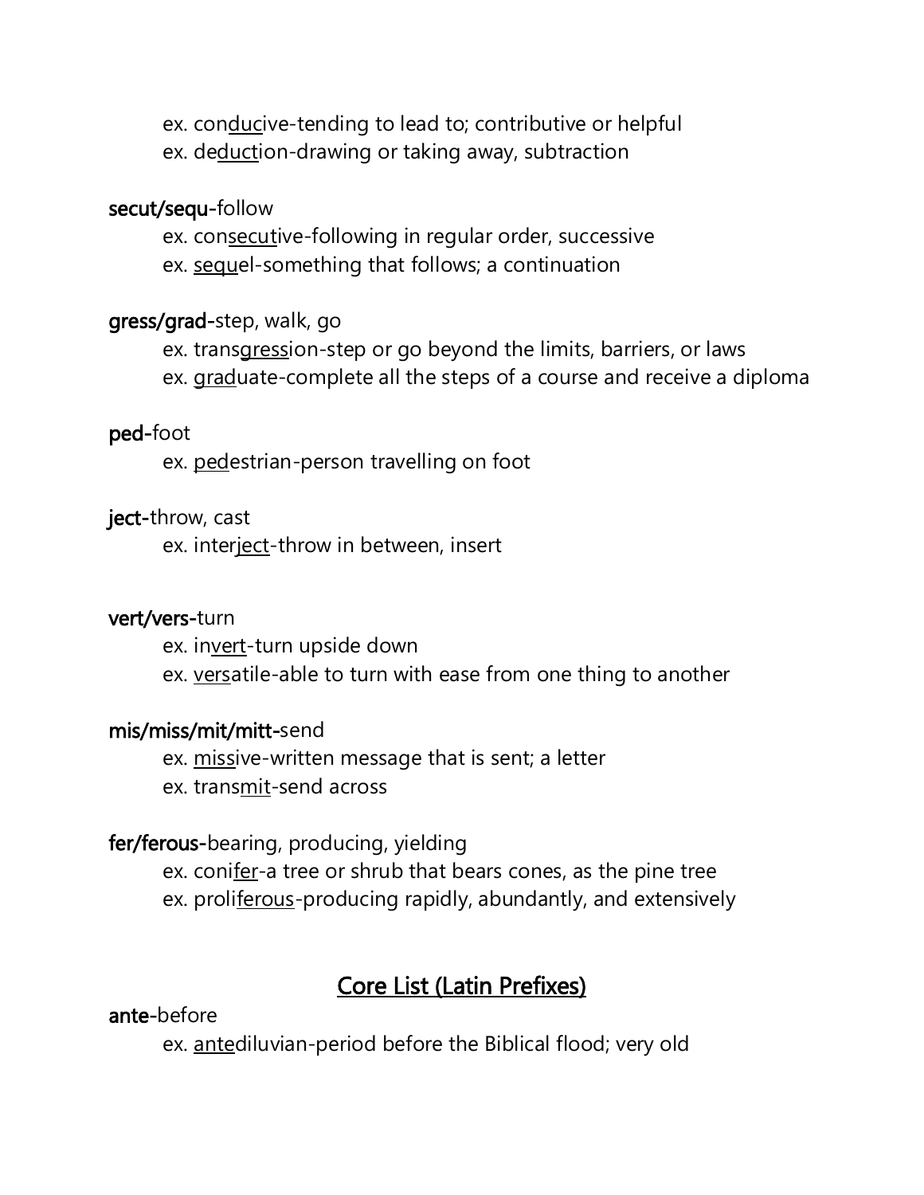ex. con<u>duc</u>ive-tending to lead to; contributive or helpful

ex. de<u>duct</u>ion-drawing or taking away, subtraction

**secut/sequ-**follow

ex. con<u>secut</u>ive-following in regular order, successive

ex. <u>sequ</u>el-something that follows; a continuation

**gress/grad-**step, walk, go

ex. trans<u>gress</u>ion-step or go beyond the limits, barriers, or laws

ex. <u>grad</u>uate-complete all the steps of a course and receive a diploma

**ped-**foot

ex. <u>ped</u>estrian-person travelling on foot

**ject-**throw, cast

ex. inter<u>ject</u>-throw in between, insert

**vert/vers-**turn

ex. in<u>vert</u>-turn upside down

ex. <u>vers</u>atile-able to turn with ease from one thing to another

**mis/miss/mit/mitt-**send

ex. <u>miss</u>ive-written message that is sent; a letter

ex. trans<u>mit</u>-send across

**fer/ferous-**bearing, producing, yielding

ex. coni<u>fer</u>-a tree or shrub that bears cones, as the pine tree

ex. proli<u>ferous</u>-producing rapidly, abundantly, and extensively

## <u>Core List (Latin Prefixes)</u>

**ante-**before

ex. <u>ante</u>diluvian-period before the Biblical flood; very old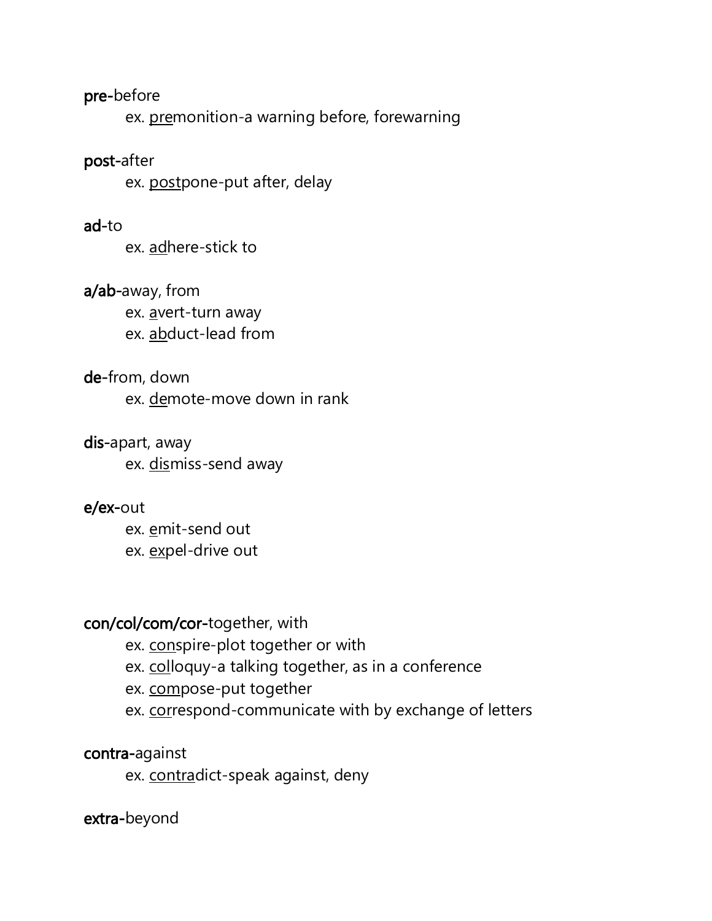**pre-**before

ex. <u>pre</u>monition-a warning before, forewarning

**post-**after

ex. <u>post</u>pone-put after, delay

**ad-**to

ex. <u>ad</u>here-stick to

**a/ab-**away, from

ex. <u>a</u>vert-turn away

ex. <u>ab</u>duct-lead from

**de-**from, down

ex. <u>de</u>mote-move down in rank

**dis-**apart, away

ex. <u>dis</u>miss-send away

**e/ex-**out

ex. <u>e</u>mit-send out

ex. <u>ex</u>pel-drive out

**con/col/com/cor-**together, with

ex. <u>con</u>spire-plot together or with

ex. <u>col</u>loquy-a talking together, as in a conference

ex. <u>com</u>pose-put together

ex. <u>cor</u>respond-communicate with by exchange of letters

**contra-**against

ex. <u>contra</u>dict-speak against, deny

**extra-**beyond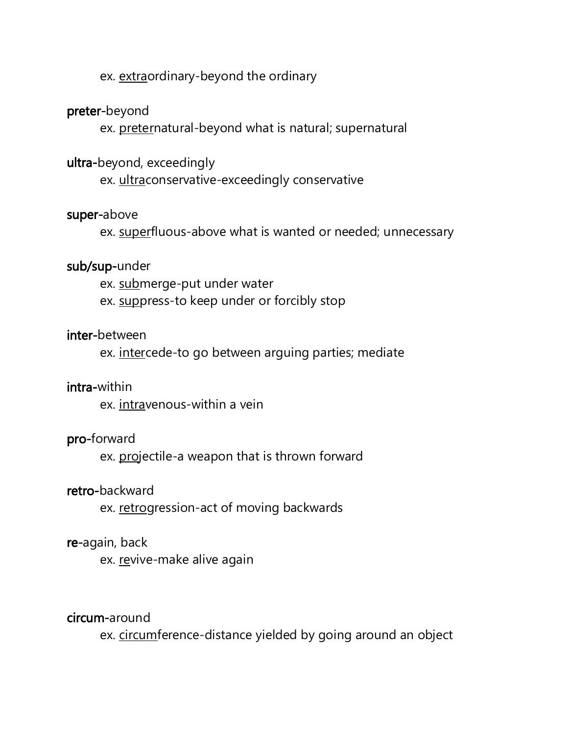ex. <u>extra</u>ordinary-beyond the ordinary

**preter**-beyond
ex. <u>preter</u>natural-beyond what is natural; supernatural

**ultra**-beyond, exceedingly
ex. <u>ultra</u>conservative-exceedingly conservative

**super**-above
ex. <u>super</u>fluous-above what is wanted or needed; unnecessary

**sub/sup**-under
ex. <u>sub</u>merge-put under water
ex. <u>sup</u>press-to keep under or forcibly stop

**inter**-between
ex. <u>inter</u>cede-to go between arguing parties; mediate

**intra**-within
ex. <u>intra</u>venous-within a vein

**pro**-forward
ex. <u>pro</u>jectile-a weapon that is thrown forward

**retro**-backward
ex. <u>retro</u>gression-act of moving backwards

**re**-again, back
ex. <u>re</u>vive-make alive again

**circum**-around
ex. <u>circum</u>ference-distance yielded by going around an object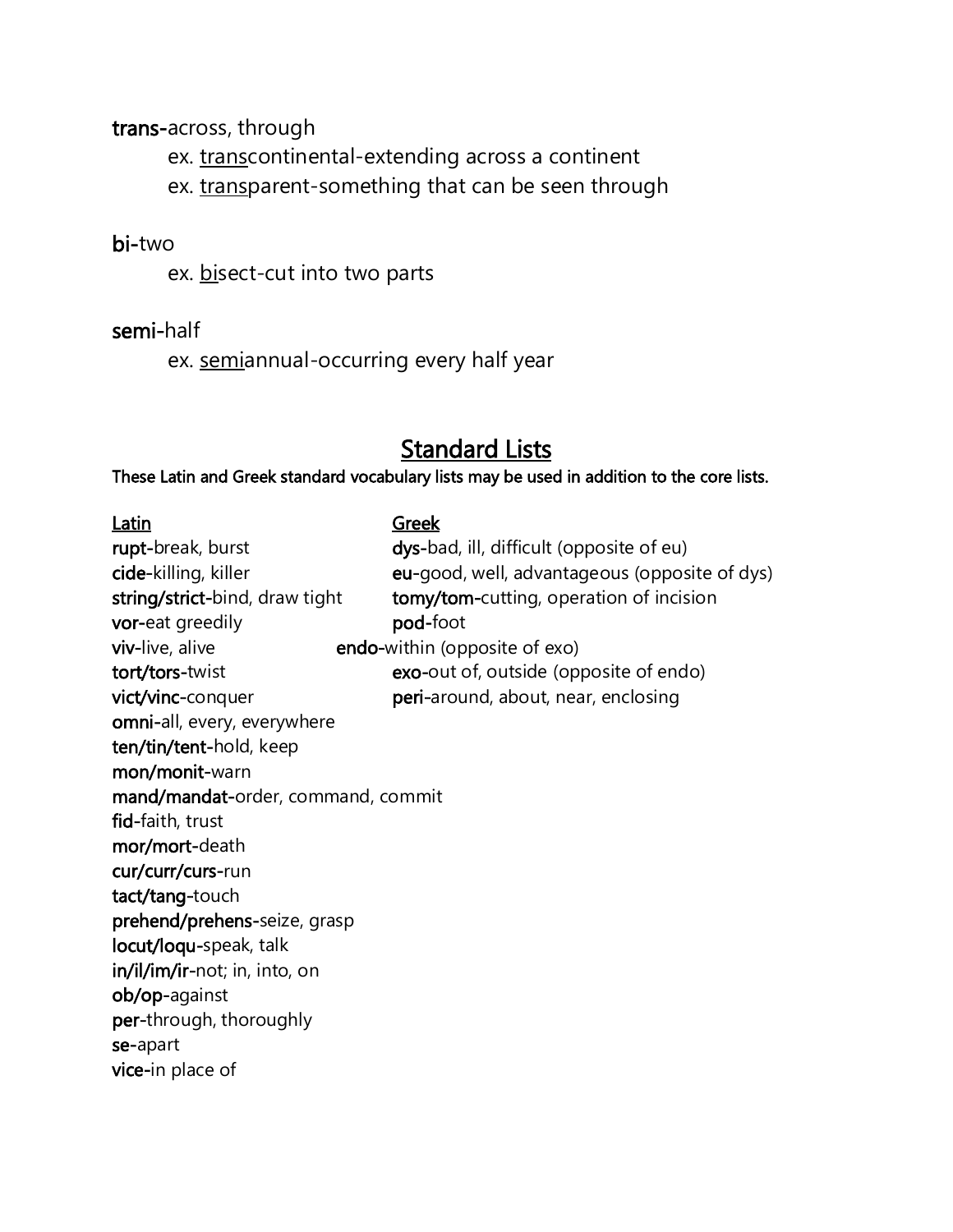**trans-**across, through

ex. <u>trans</u>continental-extending across a continent

ex. <u>trans</u>parent-something that can be seen through

**bi-**two

ex. <u>bi</u>sect-cut into two parts

**semi-**half

ex. <u>semi</u>annual-occurring every half year

## <u>Standard Lists</u>

**These Latin and Greek standard vocabulary lists may be used in addition to the core lists.**

<u>Latin</u>

**rupt-**break, burst
**cide-**killing, killer
**string/strict-**bind, draw tight
**vor-**eat greedily
**viv-**live, alive
**tort/tors-**twist
**vict/vinc-**conquer
**omni-**all, every, everywhere
**ten/tin/tent-**hold, keep
**mon/monit-**warn
**mand/mandat-**order, command, commit
**fid-**faith, trust
**mor/mort-**death
**cur/curr/curs-**run
**tact/tang-**touch
**prehend/prehens-**seize, grasp
**locut/loqu-**speak, talk
**in/il/im/ir-**not; in, into, on
**ob/op-**against
**per-**through, thoroughly
**se-**apart
**vice-**in place of

<u>Greek</u>

**dys-**bad, ill, difficult (opposite of eu)
**eu-**good, well, advantageous (opposite of dys)
**tomy/tom-**cutting, operation of incision
**pod-**foot
**endo-**within (opposite of exo)
**exo-**out of, outside (opposite of endo)
**peri-**around, about, near, enclosing